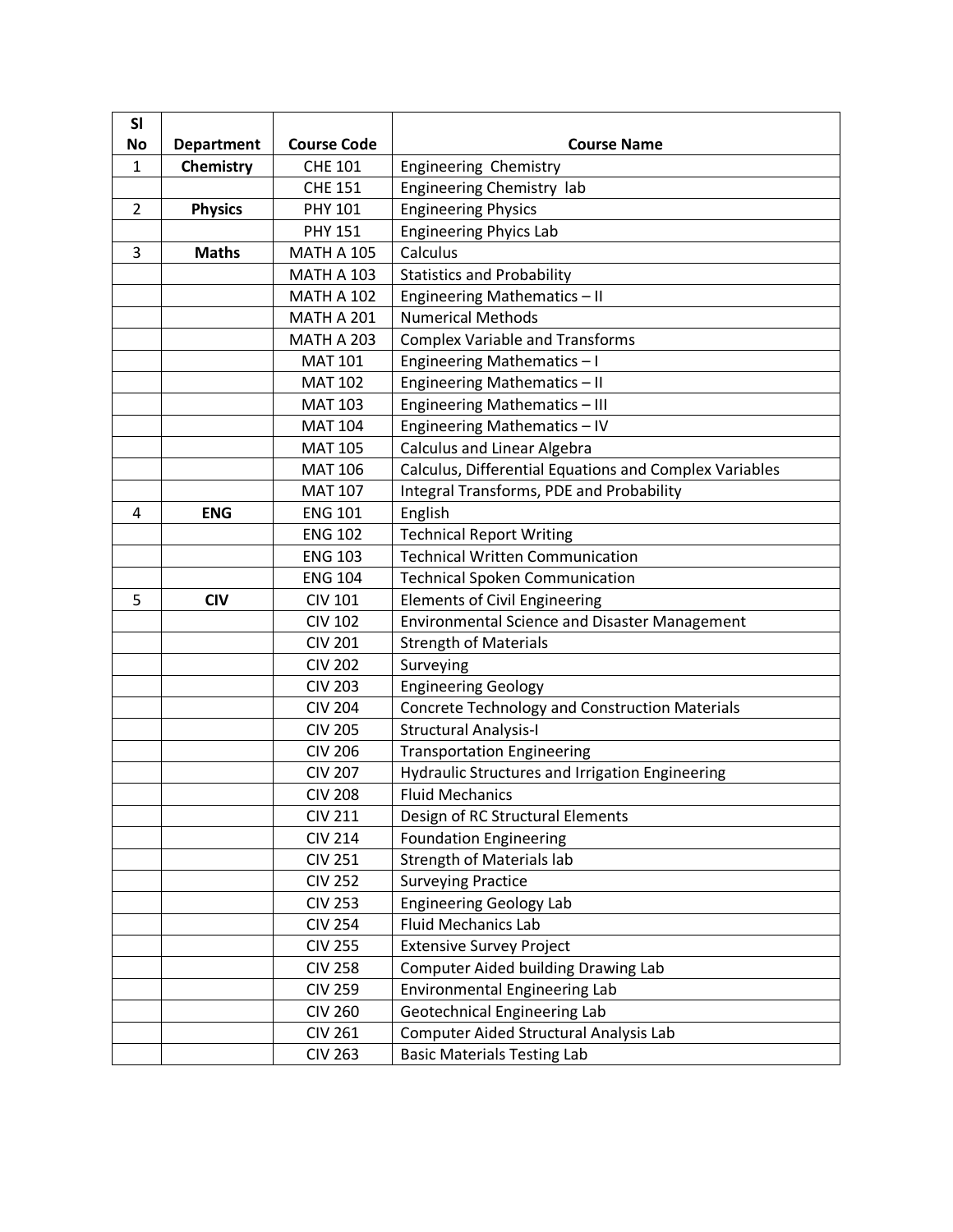| Sl No | Department | Course Code | Course Name |
|---|---|---|---|
| 1 | **Chemistry** | CHE 101 | Engineering  Chemistry |
| | | CHE 151 | Engineering Chemistry  lab |
| 2 | **Physics** | PHY 101 | Engineering Physics |
| | | PHY 151 | Engineering Phyics Lab |
| 3 | **Maths** | MATH A 105 | Calculus |
| | | MATH A 103 | Statistics and Probability |
| | | MATH A 102 | Engineering Mathematics – II |
| | | MATH A 201 | Numerical Methods |
| | | MATH A 203 | Complex Variable and Transforms |
| | | MAT 101 | Engineering Mathematics – I |
| | | MAT 102 | Engineering Mathematics – II |
| | | MAT 103 | Engineering Mathematics – III |
| | | MAT 104 | Engineering Mathematics – IV |
| | | MAT 105 | Calculus and Linear Algebra |
| | | MAT 106 | Calculus, Differential Equations and Complex Variables |
| | | MAT 107 | Integral Transforms, PDE and Probability |
| 4 | **ENG** | ENG 101 | English |
| | | ENG 102 | Technical Report Writing |
| | | ENG 103 | Technical Written Communication |
| | | ENG 104 | Technical Spoken Communication |
| 5 | **CIV** | CIV 101 | Elements of Civil Engineering |
| | | CIV 102 | Environmental Science and Disaster Management |
| | | CIV 201 | Strength of Materials |
| | | CIV 202 | Surveying |
| | | CIV 203 | Engineering Geology |
| | | CIV 204 | Concrete Technology and Construction Materials |
| | | CIV 205 | Structural Analysis-I |
| | | CIV 206 | Transportation Engineering |
| | | CIV 207 | Hydraulic Structures and Irrigation Engineering |
| | | CIV 208 | Fluid Mechanics |
| | | CIV 211 | Design of RC Structural Elements |
| | | CIV 214 | Foundation Engineering |
| | | CIV 251 | Strength of Materials lab |
| | | CIV 252 | Surveying Practice |
| | | CIV 253 | Engineering Geology Lab |
| | | CIV 254 | Fluid Mechanics Lab |
| | | CIV 255 | Extensive Survey Project |
| | | CIV 258 | Computer Aided building Drawing Lab |
| | | CIV 259 | Environmental Engineering Lab |
| | | CIV 260 | Geotechnical Engineering Lab |
| | | CIV 261 | Computer Aided Structural Analysis Lab |
| | | CIV 263 | Basic Materials Testing Lab |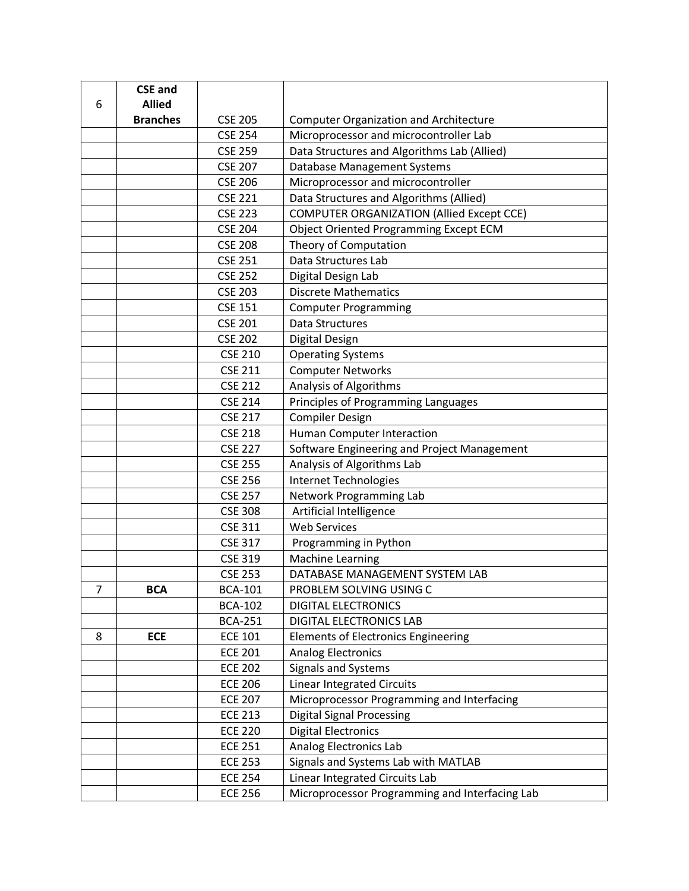| 6 | **CSE and Allied Branches** | CSE 205 | Computer Organization and Architecture |
|---|---|---|---|
| | | CSE 254 | Microprocessor and microcontroller Lab |
| | | CSE 259 | Data Structures and Algorithms Lab (Allied) |
| | | CSE 207 | Database Management Systems |
| | | CSE 206 | Microprocessor and microcontroller |
| | | CSE 221 | Data Structures and Algorithms (Allied) |
| | | CSE 223 | COMPUTER ORGANIZATION (Allied Except CCE) |
| | | CSE 204 | Object Oriented Programming Except ECM |
| | | CSE 208 | Theory of Computation |
| | | CSE 251 | Data Structures Lab |
| | | CSE 252 | Digital Design Lab |
| | | CSE 203 | Discrete Mathematics |
| | | CSE 151 | Computer Programming |
| | | CSE 201 | Data Structures |
| | | CSE 202 | Digital Design |
| | | CSE 210 | Operating Systems |
| | | CSE 211 | Computer Networks |
| | | CSE 212 | Analysis of Algorithms |
| | | CSE 214 | Principles of Programming Languages |
| | | CSE 217 | Compiler Design |
| | | CSE 218 | Human Computer Interaction |
| | | CSE 227 | Software Engineering and Project Management |
| | | CSE 255 | Analysis of Algorithms Lab |
| | | CSE 256 | Internet Technologies |
| | | CSE 257 | Network Programming Lab |
| | | CSE 308 | Artificial Intelligence |
| | | CSE 311 | Web Services |
| | | CSE 317 | Programming in Python |
| | | CSE 319 | Machine Learning |
| | | CSE 253 | DATABASE MANAGEMENT SYSTEM LAB |
| 7 | **BCA** | BCA-101 | PROBLEM SOLVING USING C |
| | | BCA-102 | DIGITAL ELECTRONICS |
| | | BCA-251 | DIGITAL ELECTRONICS LAB |
| 8 | **ECE** | ECE 101 | Elements of Electronics Engineering |
| | | ECE 201 | Analog Electronics |
| | | ECE 202 | Signals and Systems |
| | | ECE 206 | Linear Integrated Circuits |
| | | ECE 207 | Microprocessor Programming and Interfacing |
| | | ECE 213 | Digital Signal Processing |
| | | ECE 220 | Digital Electronics |
| | | ECE 251 | Analog Electronics Lab |
| | | ECE 253 | Signals and Systems Lab with MATLAB |
| | | ECE 254 | Linear Integrated Circuits Lab |
| | | ECE 256 | Microprocessor Programming and Interfacing Lab |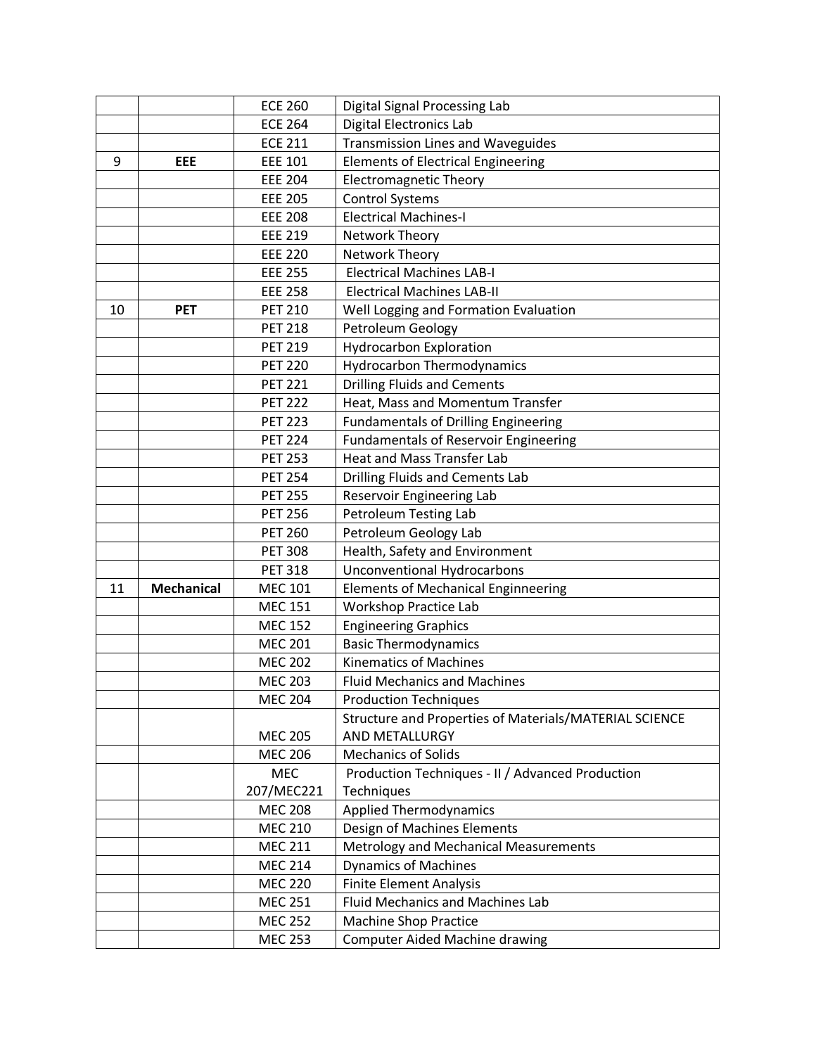|  |  |  |  |
|---|---|---|---|
|  |  | ECE 260 | Digital Signal Processing Lab |
|  |  | ECE 264 | Digital Electronics Lab |
|  |  | ECE 211 | Transmission Lines and Waveguides |
| 9 | **EEE** | EEE 101 | Elements of Electrical Engineering |
|  |  | EEE 204 | Electromagnetic Theory |
|  |  | EEE 205 | Control Systems |
|  |  | EEE 208 | Electrical Machines-I |
|  |  | EEE 219 | Network Theory |
|  |  | EEE 220 | Network Theory |
|  |  | EEE 255 | Electrical Machines LAB-I |
|  |  | EEE 258 | Electrical Machines LAB-II |
| 10 | **PET** | PET 210 | Well Logging and Formation Evaluation |
|  |  | PET 218 | Petroleum Geology |
|  |  | PET 219 | Hydrocarbon Exploration |
|  |  | PET 220 | Hydrocarbon Thermodynamics |
|  |  | PET 221 | Drilling Fluids and Cements |
|  |  | PET 222 | Heat, Mass and Momentum Transfer |
|  |  | PET 223 | Fundamentals of Drilling Engineering |
|  |  | PET 224 | Fundamentals of Reservoir Engineering |
|  |  | PET 253 | Heat and Mass Transfer Lab |
|  |  | PET 254 | Drilling Fluids and Cements Lab |
|  |  | PET 255 | Reservoir Engineering Lab |
|  |  | PET 256 | Petroleum Testing Lab |
|  |  | PET 260 | Petroleum Geology Lab |
|  |  | PET 308 | Health, Safety and Environment |
|  |  | PET 318 | Unconventional Hydrocarbons |
| 11 | **Mechanical** | MEC 101 | Elements of Mechanical Enginneering |
|  |  | MEC 151 | Workshop Practice Lab |
|  |  | MEC 152 | Engineering Graphics |
|  |  | MEC 201 | Basic Thermodynamics |
|  |  | MEC 202 | Kinematics of Machines |
|  |  | MEC 203 | Fluid Mechanics and Machines |
|  |  | MEC 204 | Production Techniques |
|  |  | MEC 205 | Structure and Properties of Materials/MATERIAL SCIENCE AND METALLURGY |
|  |  | MEC 206 | Mechanics of Solids |
|  |  | MEC 207/MEC221 | Production Techniques - II / Advanced Production Techniques |
|  |  | MEC 208 | Applied Thermodynamics |
|  |  | MEC 210 | Design of Machines Elements |
|  |  | MEC 211 | Metrology and Mechanical Measurements |
|  |  | MEC 214 | Dynamics of Machines |
|  |  | MEC 220 | Finite Element Analysis |
|  |  | MEC 251 | Fluid Mechanics and Machines Lab |
|  |  | MEC 252 | Machine Shop Practice |
|  |  | MEC 253 | Computer Aided Machine drawing |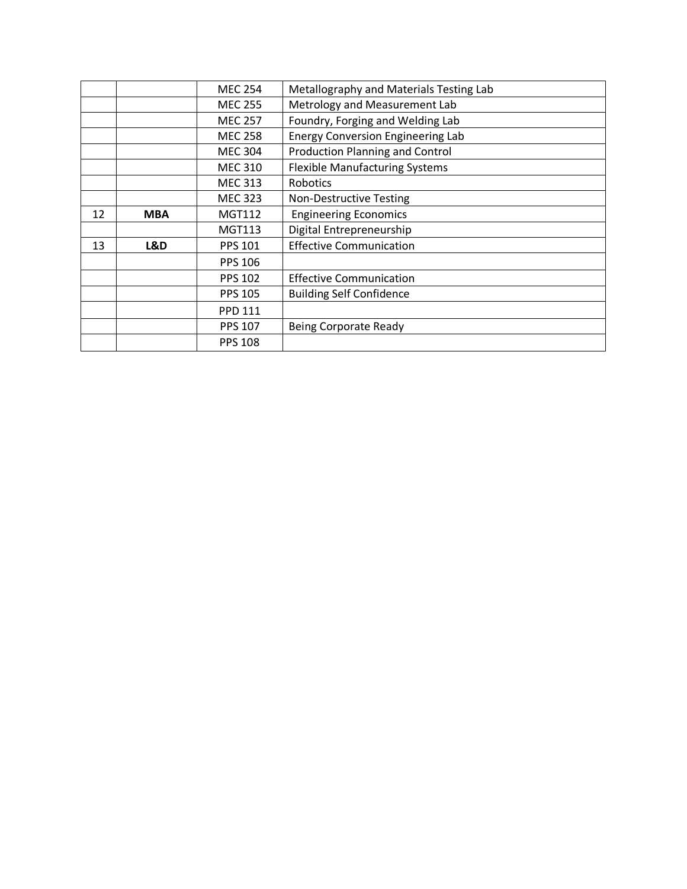| | | | |
|---|---|---|---|
| | | MEC 254 | Metallography and Materials Testing Lab |
| | | MEC 255 | Metrology and Measurement Lab |
| | | MEC 257 | Foundry, Forging and Welding Lab |
| | | MEC 258 | Energy Conversion Engineering Lab |
| | | MEC 304 | Production Planning and Control |
| | | MEC 310 | Flexible Manufacturing Systems |
| | | MEC 313 | Robotics |
| | | MEC 323 | Non-Destructive Testing |
| 12 | **MBA** | MGT112 | Engineering Economics |
| | | MGT113 | Digital Entrepreneurship |
| 13 | **L&D** | PPS 101 | Effective Communication |
| | | PPS 106 | |
| | | PPS 102 | Effective Communication |
| | | PPS 105 | Building Self Confidence |
| | | PPD 111 | |
| | | PPS 107 | Being Corporate Ready |
| | | PPS 108 | |